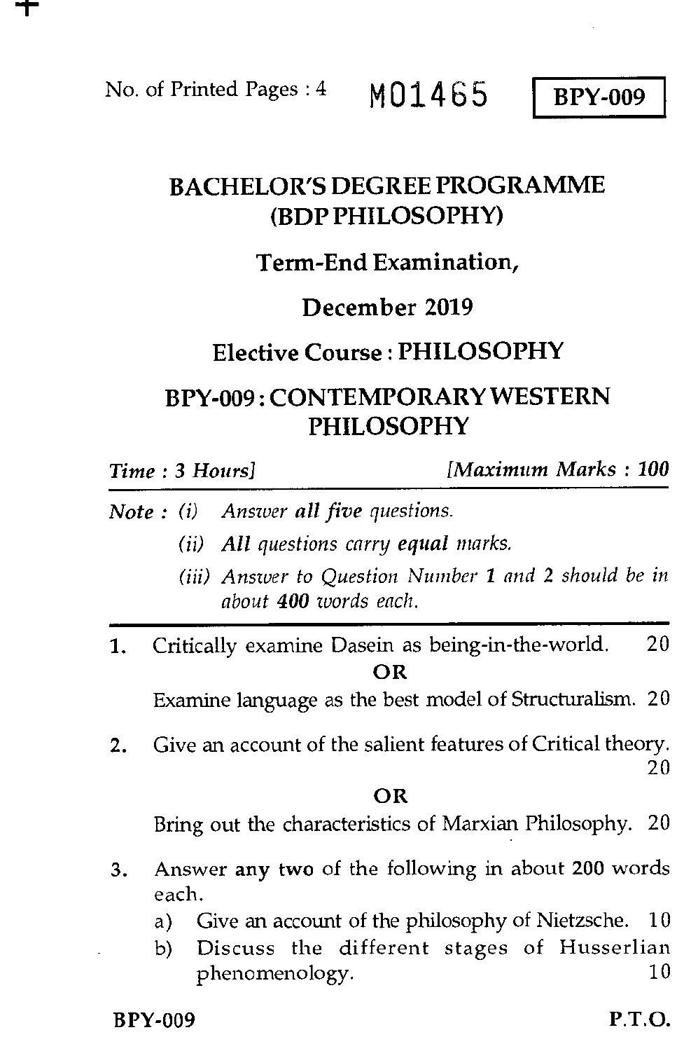No. of Printed Pages : 4 **M01465** **BPY-009**

# BACHELOR'S DEGREE PROGRAMME (BDP PHILOSOPHY)

## Term-End Examination,

## December 2019

## Elective Course : PHILOSOPHY

## BPY-009 : CONTEMPORARY WESTERN PHILOSOPHY

*Time : 3 Hours]* *[Maximum Marks : 100*

*Note : (i) Answer **all five** questions.*

*(ii) All questions carry **equal** marks.*

*(iii) Answer to Question Number **1** and **2** should be in about **400** words each.*

---

1. Critically examine Dasein as being-in-the-world. 20

**OR**

Examine language as the best model of Structuralism. 20

2. Give an account of the salient features of Critical theory. 20

**OR**

Bring out the characteristics of Marxian Philosophy. 20

3. Answer **any two** of the following in about **200** words each.

   a) Give an account of the philosophy of Nietzsche. 10

   b) Discuss the different stages of Husserlian phenomenology. 10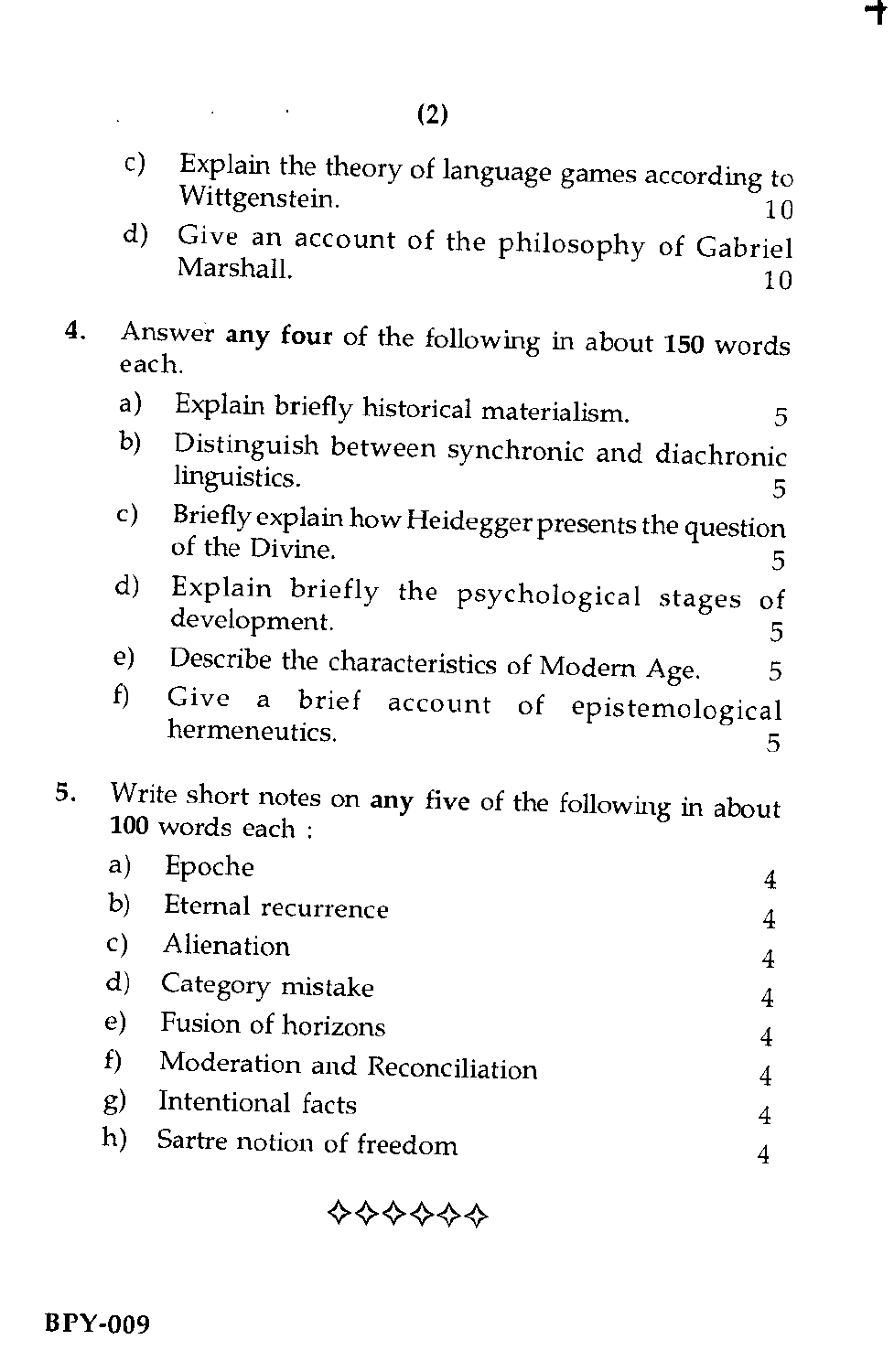c) Explain the theory of language games according to Wittgenstein. 10

d) Give an account of the philosophy of Gabriel Marshall. 10

4. Answer **any four** of the following in about **150** words each.

   a) Explain briefly historical materialism. 5

   b) Distinguish between synchronic and diachronic linguistics. 5

   c) Briefly explain how Heidegger presents the question of the Divine. 5

   d) Explain briefly the psychological stages of development. 5

   e) Describe the characteristics of Modern Age. 5

   f) Give a brief account of epistemological hermeneutics. 5

5. Write short notes on **any five** of the following in about **100** words each :

   a) Epoche 4

   b) Eternal recurrence 4

   c) Alienation 4

   d) Category mistake 4

   e) Fusion of horizons 4

   f) Moderation and Reconciliation 4

   g) Intentional facts 4

   h) Sartre notion of freedom 4

✧✧✧✧✧✧

BPY-009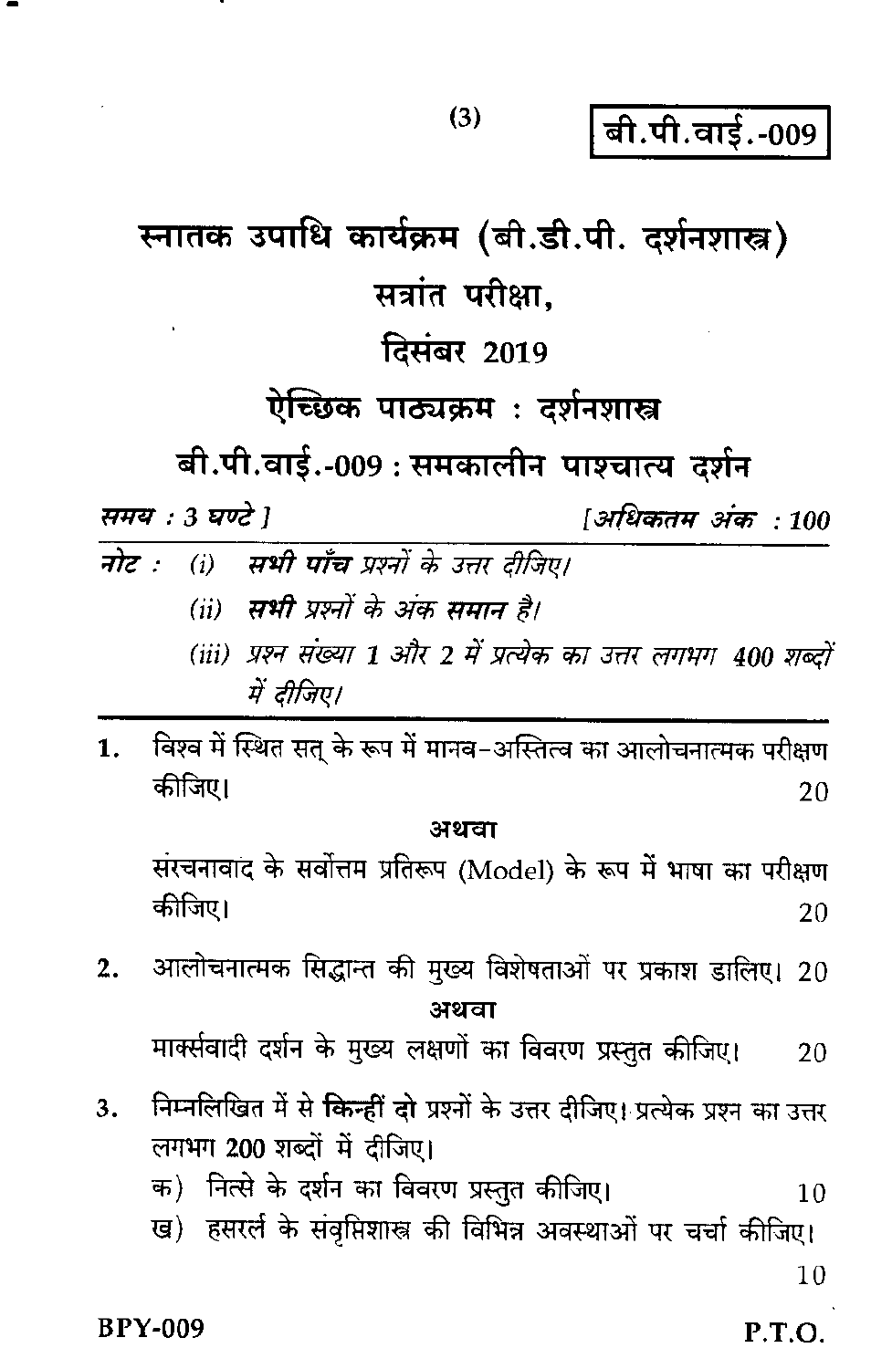बी.पी.वाई.-009

# स्नातक उपाधि कार्यक्रम (बी.डी.पी. दर्शनशास्त्र)

## सत्रांत परीक्षा,

## दिसंबर 2019

## ऐच्छिक पाठ्यक्रम : दर्शनशास्त्र

## बी.पी.वाई.-009 : समकालीन पाश्चात्य दर्शन

*समय : 3 घण्टे ]* *[अधिकतम अंक : 100*

*नोट :* (i) ***सभी पाँच*** *प्रश्नों के उत्तर दीजिए।*

(ii) ***सभी*** *प्रश्नों के अंक समान है।*

(iii) *प्रश्न संख्या 1 और 2 में प्रत्येक का उत्तर लगभग 400 शब्दों में दीजिए।*

---

1. विश्व में स्थित सत् के रूप में मानव-अस्तित्व का आलोचनात्मक परीक्षण कीजिए। 20

**अथवा**

संरचनावाद के सर्वोत्तम प्रतिरूप (Model) के रूप में भाषा का परीक्षण कीजिए। 20

2. आलोचनात्मक सिद्धान्त की मुख्य विशेषताओं पर प्रकाश डालिए। 20

**अथवा**

मार्क्सवादी दर्शन के मुख्य लक्षणों का विवरण प्रस्तुत कीजिए। 20

3. निम्नलिखित में से **किन्हीं दो** प्रश्नों के उत्तर दीजिए। प्रत्येक प्रश्न का उत्तर लगभग 200 शब्दों में दीजिए।

क) नित्से के दर्शन का विवरण प्रस्तुत कीजिए। 10

ख) हसरर्ल के संवृत्तिशास्त्र की विभिन्न अवस्थाओं पर चर्चा कीजिए। 10

P.T.O.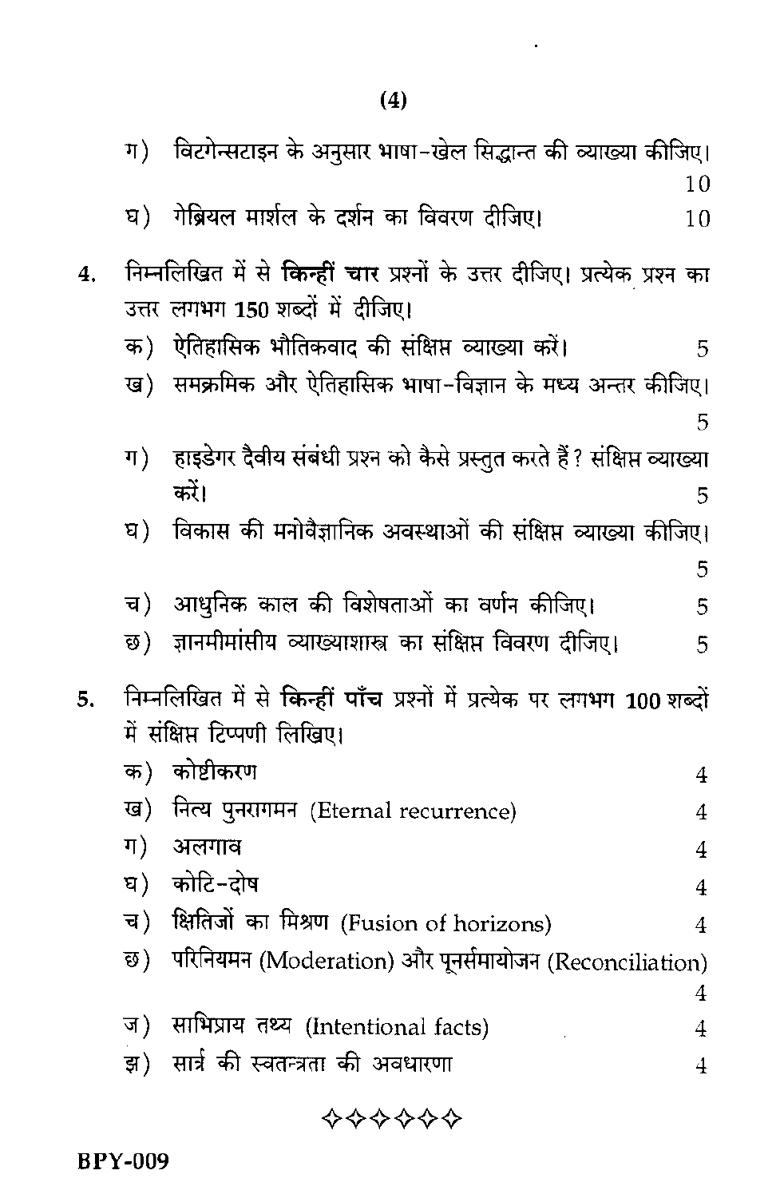ग) विटगेन्सटाइन के अनुसार भाषा-खेल सिद्धान्त की व्याख्या कीजिए। 10

घ) गेब्रियल मार्शल के दर्शन का विवरण दीजिए। 10

4. निम्नलिखित में से **किन्हीं चार** प्रश्नों के उत्तर दीजिए। प्रत्येक प्रश्न का उत्तर लगभग 150 शब्दों में दीजिए।

   क) ऐतिहासिक भौतिकवाद की संक्षिप्त व्याख्या करें। 5

   ख) समक्रमिक और ऐतिहासिक भाषा-विज्ञान के मध्य अन्तर कीजिए। 5

   ग) हाइडेगर दैवीय संबंधी प्रश्न को कैसे प्रस्तुत करते हैं? संक्षिप्त व्याख्या करें। 5

   घ) विकास की मनोवैज्ञानिक अवस्थाओं की संक्षिप्त व्याख्या कीजिए। 5

   च) आधुनिक काल की विशेषताओं का वर्णन कीजिए। 5

   छ) ज्ञानमीमांसीय व्याख्याशास्त्र का संक्षिप्त विवरण दीजिए। 5

5. निम्नलिखित में से **किन्हीं पाँच** प्रश्नों में प्रत्येक पर लगभग 100 शब्दों में संक्षिप्त टिप्पणी लिखिए।

   क) कोष्टीकरण 4

   ख) नित्य पुनरागमन (Eternal recurrence) 4

   ग) अलगाव 4

   घ) कोटि-दोष 4

   च) क्षितिजों का मिश्रण (Fusion of horizons) 4

   छ) परिनियमन (Moderation) और पूनर्समायोजन (Reconciliation) 4

   ज) साभिप्राय तथ्य (Intentional facts) 4

   झ) सार्त्र की स्वतन्त्रता की अवधारणा 4

✧✧✧✧✧✧

BPY-009